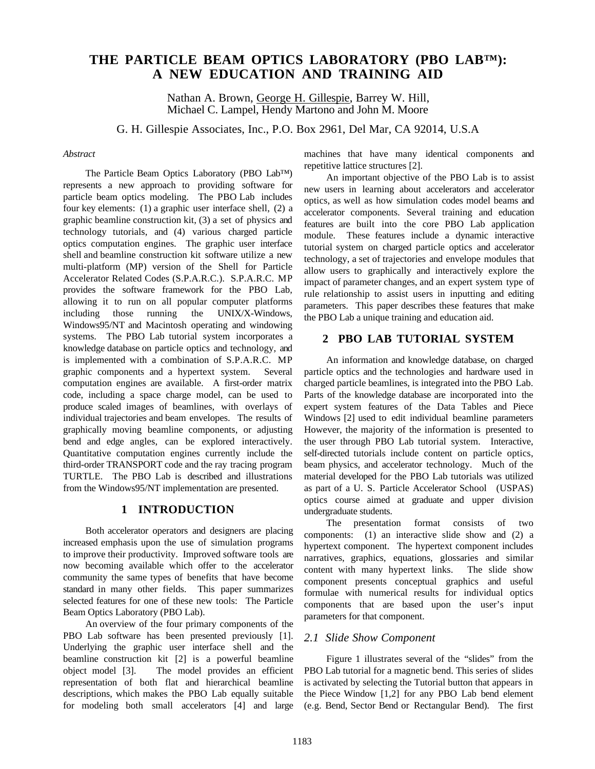# THE PARTICLE BEAM OPTICS LABORATORY (PBO LAB™): A NEW EDUCATION AND TRAINING AID

Nathan A. Brown, George H. Gillespie, Barrey W. Hill, Michael C. Lampel, Hendy Martono and John M. Moore

G. H. Gillespie Associates, Inc., P.O. Box 2961, Del Mar, CA 92014, U.S.A

*Abstract*

The Particle Beam Optics Laboratory (PBO Lab™) represents a new approach to providing software for particle beam optics modeling. The PBO Lab includes four key elements: (1) a graphic user interface shell, (2) a graphic beamline construction kit, (3) a set of physics and technology tutorials, and (4) various charged particle optics computation engines. The graphic user interface shell and beamline construction kit software utilize a new multi-platform (MP) version of the Shell for Particle Accelerator Related Codes (S.P.A.R.C.). S.P.A.R.C. MP provides the software framework for the PBO Lab, allowing it to run on all popular computer platforms including those running the UNIX/X-Windows, Windows95/NT and Macintosh operating and windowing systems. The PBO Lab tutorial system incorporates a knowledge database on particle optics and technology, and is implemented with a combination of S.P.A.R.C. MP graphic components and a hypertext system. Several computation engines are available. A first-order matrix code, including a space charge model, can be used to produce scaled images of beamlines, with overlays of individual trajectories and beam envelopes. The results of graphically moving beamline components, or adjusting bend and edge angles, can be explored interactively. Quantitative computation engines currently include the third-order TRANSPORT code and the ray tracing program TURTLE. The PBO Lab is described and illustrations from the Windows95/NT implementation are presented.

## 1 INTRODUCTION

Both accelerator operators and designers are placing increased emphasis upon the use of simulation programs to improve their productivity. Improved software tools are now becoming available which offer to the accelerator community the same types of benefits that have become standard in many other fields. This paper summarizes selected features for one of these new tools: The Particle Beam Optics Laboratory (PBO Lab).

An overview of the four primary components of the PBO Lab software has been presented previously [1]. Underlying the graphic user interface shell and the beamline construction kit [2] is a powerful beamline object model [3]. The model provides an efficient representation of both flat and hierarchical beamline descriptions, which makes the PBO Lab equally suitable for modeling both small accelerators [4] and large machines that have many identical components and repetitive lattice structures [2].

An important objective of the PBO Lab is to assist new users in learning about accelerators and accelerator optics, as well as how simulation codes model beams and accelerator components. Several training and education features are built into the core PBO Lab application module. These features include a dynamic interactive tutorial system on charged particle optics and accelerator technology, a set of trajectories and envelope modules that allow users to graphically and interactively explore the impact of parameter changes, and an expert system type of rule relationship to assist users in inputting and editing parameters. This paper describes these features that make the PBO Lab a unique training and education aid.

## 2 PBO LAB TUTORIAL SYSTEM

An information and knowledge database, on charged particle optics and the technologies and hardware used in charged particle beamlines, is integrated into the PBO Lab. Parts of the knowledge database are incorporated into the expert system features of the Data Tables and Piece Windows [2] used to edit individual beamline parameters However, the majority of the information is presented to the user through PBO Lab tutorial system. Interactive, self-directed tutorials include content on particle optics, beam physics, and accelerator technology. Much of the material developed for the PBO Lab tutorials was utilized as part of a U. S. Particle Accelerator School (USPAS) optics course aimed at graduate and upper division undergraduate students.

The presentation format consists of two components: (1) an interactive slide show and (2) a hypertext component. The hypertext component includes narratives, graphics, equations, glossaries and similar content with many hypertext links. The slide show component presents conceptual graphics and useful formulae with numerical results for individual optics components that are based upon the user's input parameters for that component.

### *2.1 Slide Show Component*

Figure 1 illustrates several of the "slides" from the PBO Lab tutorial for a magnetic bend. This series of slides is activated by selecting the Tutorial button that appears in the Piece Window [1,2] for any PBO Lab bend element (e.g. Bend, Sector Bend or Rectangular Bend). The first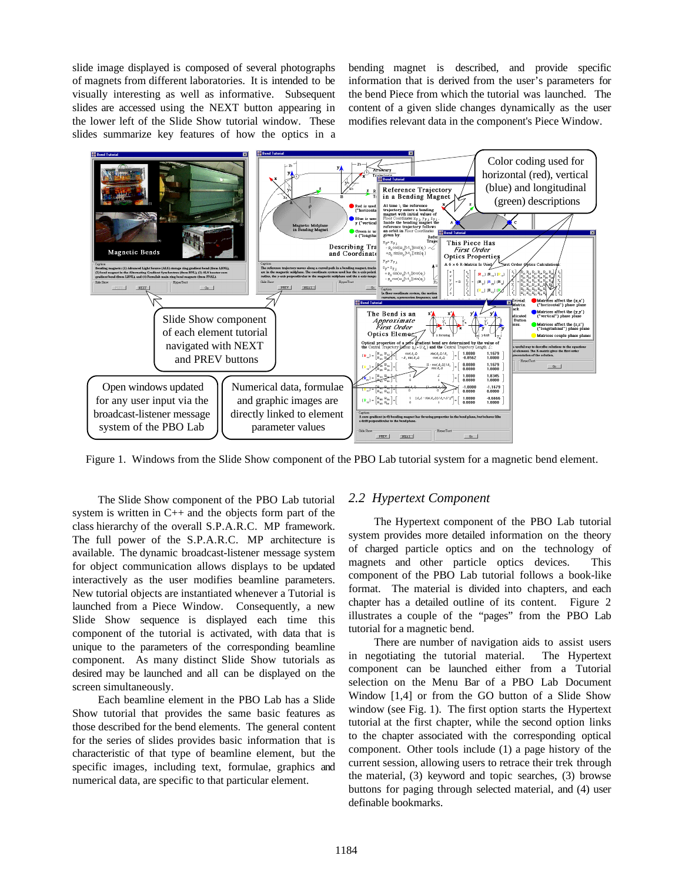slide image displayed is composed of several photographs of magnets from different laboratories. It is intended to be visually interesting as well as informative. Subsequent slides are accessed using the NEXT button appearing in the lower left of the Slide Show tutorial window. These slides summarize key features of how the optics in a bending magnet is described, and provide specific information that is derived from the user's parameters for the bend Piece from which the tutorial was launched. The content of a given slide changes dynamically as the user modifies relevant data in the component's Piece Window.

Figure 1. Windows from the Slide Show component of the PBO Lab tutorial system for a magnetic bend element.

The Slide Show component of the PBO Lab tutorial system is written in C++ and the objects form part of the class hierarchy of the overall S.P.A.R.C. MP framework. The full power of the S.P.A.R.C. MP architecture is available. The dynamic broadcast-listener message system for object communication allows displays to be updated interactively as the user modifies beamline parameters. New tutorial objects are instantiated whenever a Tutorial is launched from a Piece Window. Consequently, a new Slide Show sequence is displayed each time this component of the tutorial is activated, with data that is unique to the parameters of the corresponding beamline component. As many distinct Slide Show tutorials as desired may be launched and all can be displayed on the screen simultaneously.

Each beamline element in the PBO Lab has a Slide Show tutorial that provides the same basic features as those described for the bend elements. The general content for the series of slides provides basic information that is characteristic of that type of beamline element, but the specific images, including text, formulae, graphics and numerical data, are specific to that particular element.

## *2.2 Hypertext Component*

The Hypertext component of the PBO Lab tutorial system provides more detailed information on the theory of charged particle optics and on the technology of magnets and other particle optics devices. This component of the PBO Lab tutorial follows a book-like format. The material is divided into chapters, and each chapter has a detailed outline of its content. Figure 2 illustrates a couple of the "pages" from the PBO Lab tutorial for a magnetic bend.

There are number of navigation aids to assist users in negotiating the tutorial material. The Hypertext component can be launched either from a Tutorial selection on the Menu Bar of a PBO Lab Document Window [1,4] or from the GO button of a Slide Show window (see Fig. 1). The first option starts the Hypertext tutorial at the first chapter, while the second option links to the chapter associated with the corresponding optical component. Other tools include (1) a page history of the current session, allowing users to retrace their trek through the material, (3) keyword and topic searches, (3) browse buttons for paging through selected material, and (4) user definable bookmarks.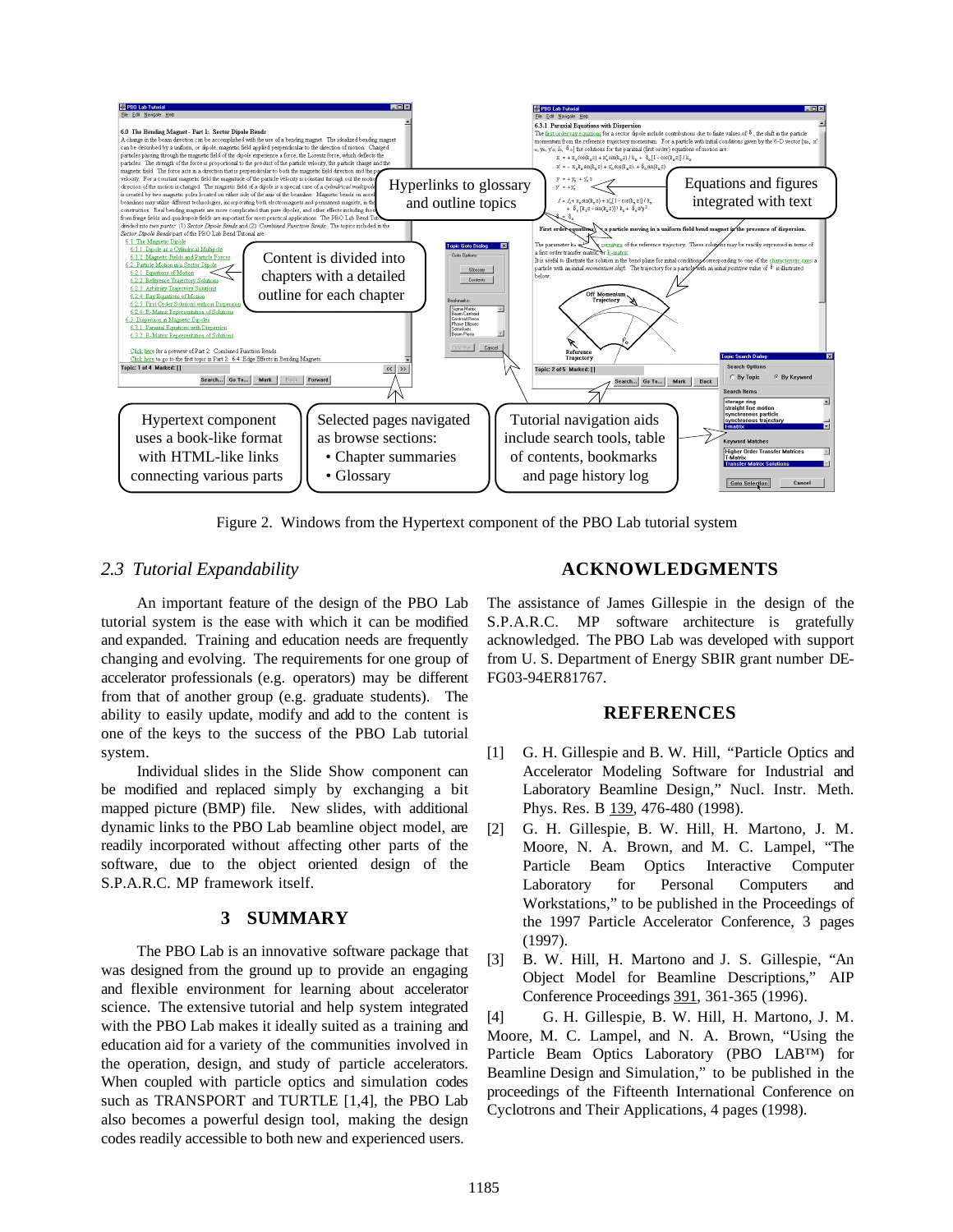Figure 2. Windows from the Hypertext component of the PBO Lab tutorial system

### 2.3 Tutorial Expandability

An important feature of the design of the PBO Lab tutorial system is the ease with which it can be modified and expanded. Training and education needs are frequently changing and evolving. The requirements for one group of accelerator professionals (e.g. operators) may be different from that of another group (e.g. graduate students). The ability to easily update, modify and add to the content is one of the keys to the success of the PBO Lab tutorial system.

Individual slides in the Slide Show component can be modified and replaced simply by exchanging a bit mapped picture (BMP) file. New slides, with additional dynamic links to the PBO Lab beamline object model, are readily incorporated without affecting other parts of the software, due to the object oriented design of the S.P.A.R.C. MP framework itself.

## 3 SUMMARY

The PBO Lab is an innovative software package that was designed from the ground up to provide an engaging and flexible environment for learning about accelerator science. The extensive tutorial and help system integrated with the PBO Lab makes it ideally suited as a training and education aid for a variety of the communities involved in the operation, design, and study of particle accelerators. When coupled with particle optics and simulation codes such as TRANSPORT and TURTLE [1,4], the PBO Lab also becomes a powerful design tool, making the design codes readily accessible to both new and experienced users.

## ACKNOWLEDGMENTS

The assistance of James Gillespie in the design of the S.P.A.R.C. MP software architecture is gratefully acknowledged. The PBO Lab was developed with support from U. S. Department of Energy SBIR grant number DE-FG03-94ER81767.

## REFERENCES

[1] G. H. Gillespie and B. W. Hill, "Particle Optics and Accelerator Modeling Software for Industrial and Laboratory Beamline Design," Nucl. Instr. Meth. Phys. Res. B 139, 476-480 (1998).

[2] G. H. Gillespie, B. W. Hill, H. Martono, J. M. Moore, N. A. Brown, and M. C. Lampel, "The Particle Beam Optics Interactive Computer Laboratory for Personal Computers and Workstations," to be published in the Proceedings of the 1997 Particle Accelerator Conference, 3 pages (1997).

[3] B. W. Hill, H. Martono and J. S. Gillespie, "An Object Model for Beamline Descriptions," AIP Conference Proceedings 391, 361-365 (1996).

[4] G. H. Gillespie, B. W. Hill, H. Martono, J. M. Moore, M. C. Lampel, and N. A. Brown, "Using the Particle Beam Optics Laboratory (PBO LAB™) for Beamline Design and Simulation," to be published in the proceedings of the Fifteenth International Conference on Cyclotrons and Their Applications, 4 pages (1998).